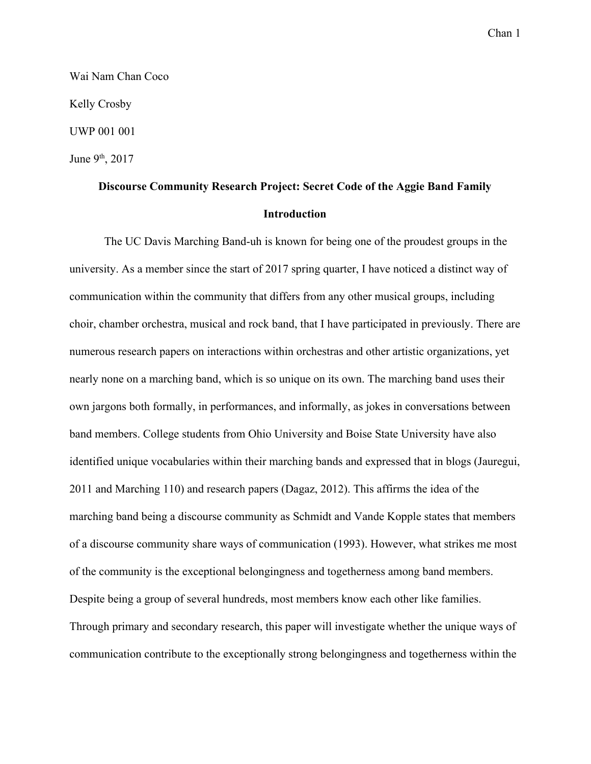Wai Nam Chan Coco

Kelly Crosby

UWP 001 001

June 9th, 2017

**Discourse Community Research Project: Secret Code of the Aggie Band Family**

## Introduction

The UC Davis Marching Band-uh is known for being one of the proudest groups in the university. As a member since the start of 2017 spring quarter, I have noticed a distinct way of communication within the community that differs from any other musical groups, including choir, chamber orchestra, musical and rock band, that I have participated in previously. There are numerous research papers on interactions within orchestras and other artistic organizations, yet nearly none on a marching band, which is so unique on its own. The marching band uses their own jargons both formally, in performances, and informally, as jokes in conversations between band members. College students from Ohio University and Boise State University have also identified unique vocabularies within their marching bands and expressed that in blogs (Jauregui, 2011 and Marching 110) and research papers (Dagaz, 2012). This affirms the idea of the marching band being a discourse community as Schmidt and Vande Kopple states that members of a discourse community share ways of communication (1993). However, what strikes me most of the community is the exceptional belongingness and togetherness among band members. Despite being a group of several hundreds, most members know each other like families. Through primary and secondary research, this paper will investigate whether the unique ways of communication contribute to the exceptionally strong belongingness and togetherness within the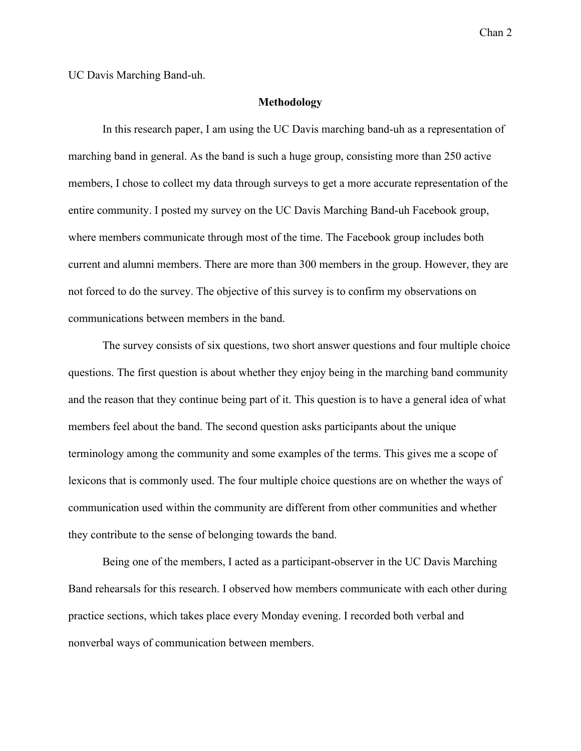UC Davis Marching Band-uh.

## Methodology

In this research paper, I am using the UC Davis marching band-uh as a representation of marching band in general. As the band is such a huge group, consisting more than 250 active members, I chose to collect my data through surveys to get a more accurate representation of the entire community. I posted my survey on the UC Davis Marching Band-uh Facebook group, where members communicate through most of the time. The Facebook group includes both current and alumni members. There are more than 300 members in the group. However, they are not forced to do the survey. The objective of this survey is to confirm my observations on communications between members in the band.

The survey consists of six questions, two short answer questions and four multiple choice questions. The first question is about whether they enjoy being in the marching band community and the reason that they continue being part of it. This question is to have a general idea of what members feel about the band. The second question asks participants about the unique terminology among the community and some examples of the terms. This gives me a scope of lexicons that is commonly used. The four multiple choice questions are on whether the ways of communication used within the community are different from other communities and whether they contribute to the sense of belonging towards the band.

Being one of the members, I acted as a participant-observer in the UC Davis Marching Band rehearsals for this research. I observed how members communicate with each other during practice sections, which takes place every Monday evening. I recorded both verbal and nonverbal ways of communication between members.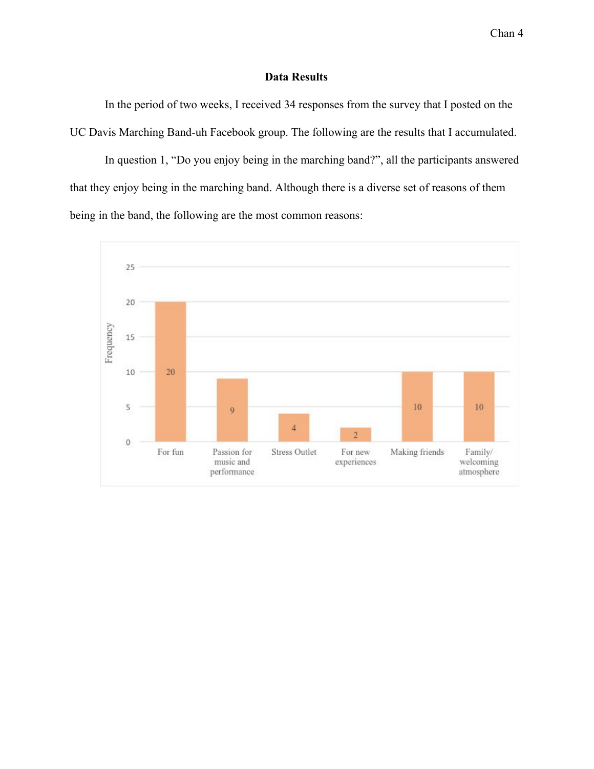## Data Results

In the period of two weeks, I received 34 responses from the survey that I posted on the UC Davis Marching Band-uh Facebook group. The following are the results that I accumulated.

In question 1, "Do you enjoy being in the marching band?", all the participants answered that they enjoy being in the marching band. Although there is a diverse set of reasons of them being in the band, the following are the most common reasons:

| Reason | Frequency |
| --- | --- |
| For fun | 20 |
| Passion for music and performance | 9 |
| Stress Outlet | 4 |
| For new experiences | 2 |
| Making friends | 10 |
| Family/ welcoming atmosphere | 10 |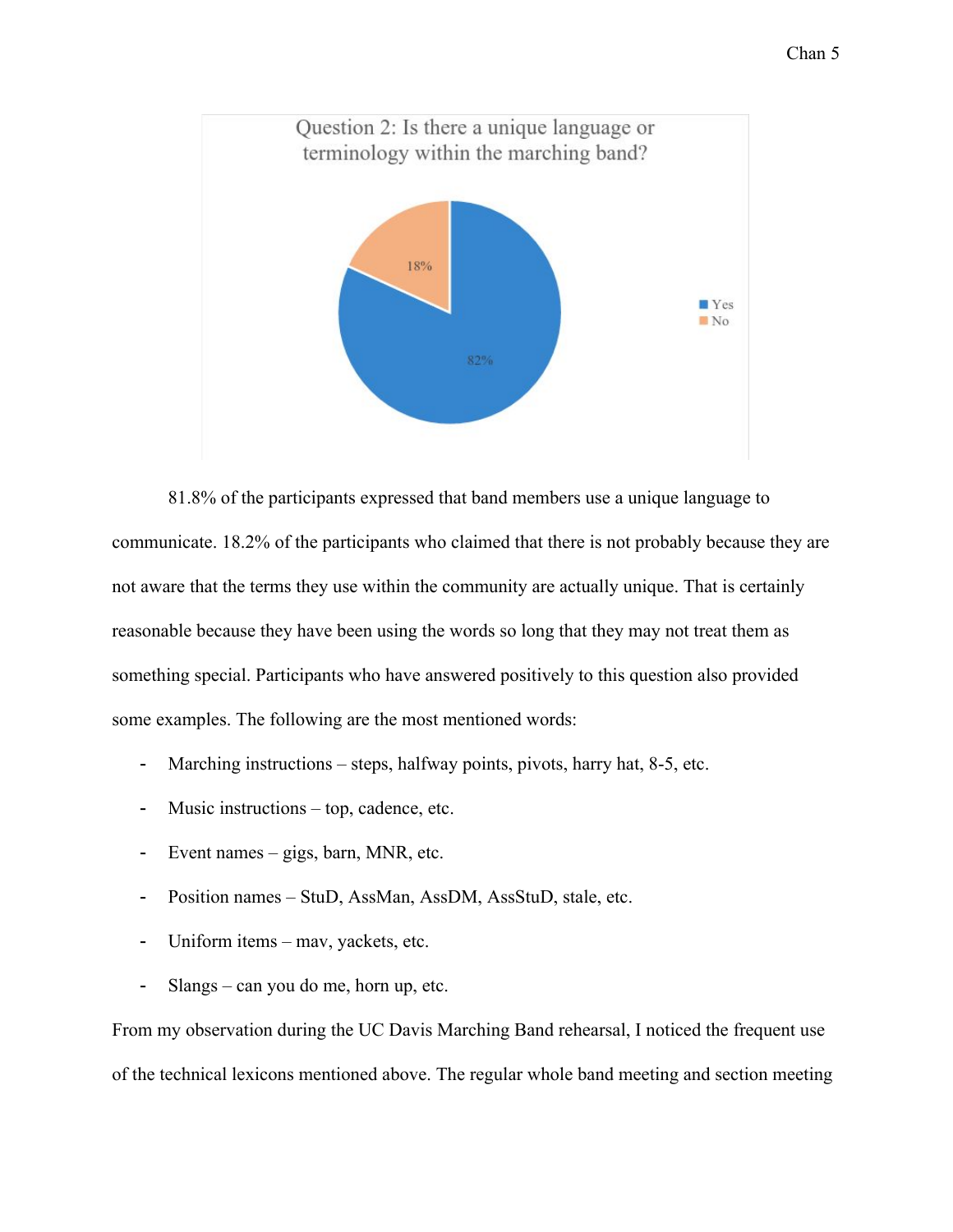Question 2: Is there a unique language or terminology within the marching band?

- Yes: 82%
- No: 18%

81.8% of the participants expressed that band members use a unique language to communicate. 18.2% of the participants who claimed that there is not probably because they are not aware that the terms they use within the community are actually unique. That is certainly reasonable because they have been using the words so long that they may not treat them as something special. Participants who have answered positively to this question also provided some examples. The following are the most mentioned words:

- Marching instructions – steps, halfway points, pivots, harry hat, 8-5, etc.
- Music instructions – top, cadence, etc.
- Event names – gigs, barn, MNR, etc.
- Position names – StuD, AssMan, AssDM, AssStuD, stale, etc.
- Uniform items – mav, yackets, etc.
- Slangs – can you do me, horn up, etc.

From my observation during the UC Davis Marching Band rehearsal, I noticed the frequent use of the technical lexicons mentioned above. The regular whole band meeting and section meeting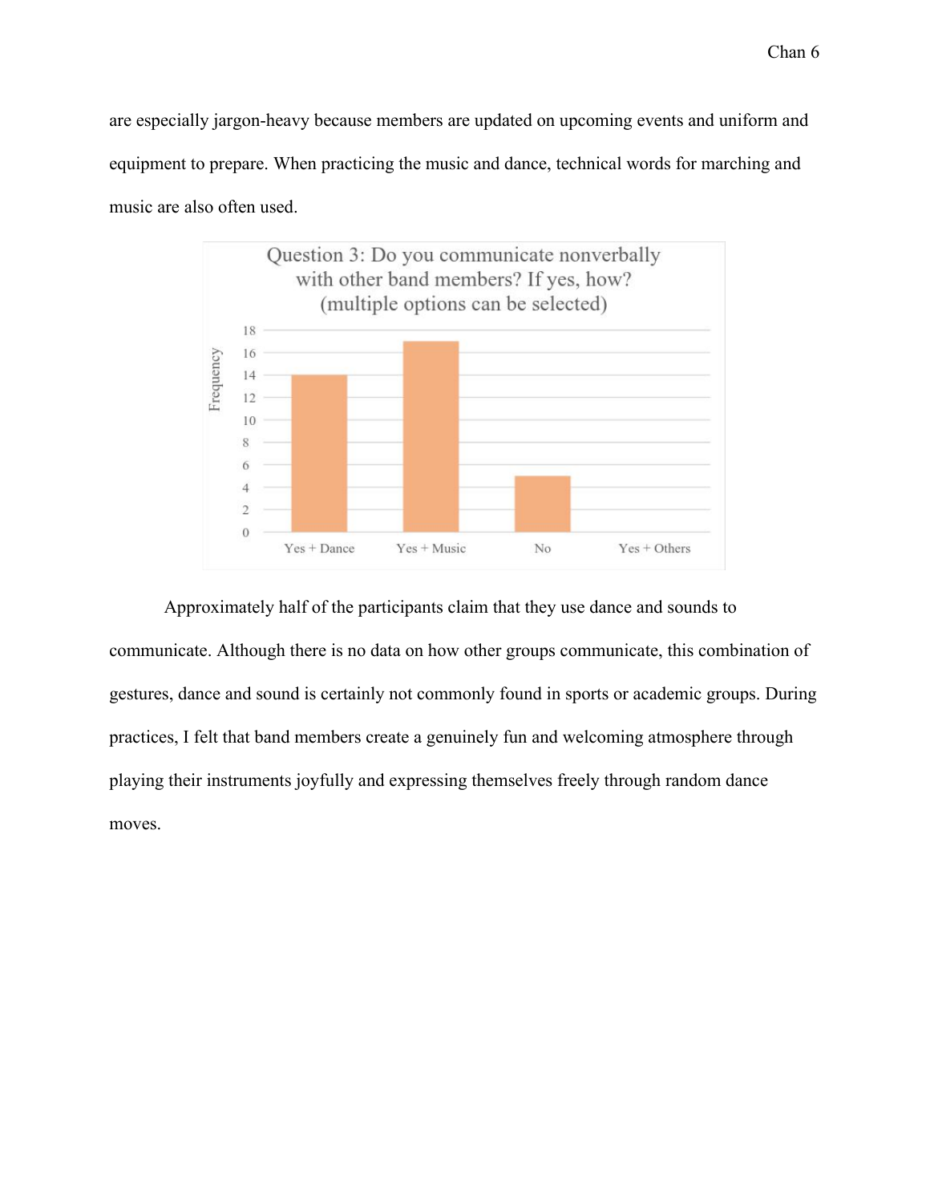are especially jargon-heavy because members are updated on upcoming events and uniform and equipment to prepare. When practicing the music and dance, technical words for marching and music are also often used.

**Question 3: Do you communicate nonverbally with other band members? If yes, how? (multiple options can be selected)**

| Response | Frequency |
| --- | --- |
| Yes + Dance | 14 |
| Yes + Music | 17 |
| No | 5 |
| Yes + Others | 0 |

Approximately half of the participants claim that they use dance and sounds to communicate. Although there is no data on how other groups communicate, this combination of gestures, dance and sound is certainly not commonly found in sports or academic groups. During practices, I felt that band members create a genuinely fun and welcoming atmosphere through playing their instruments joyfully and expressing themselves freely through random dance moves.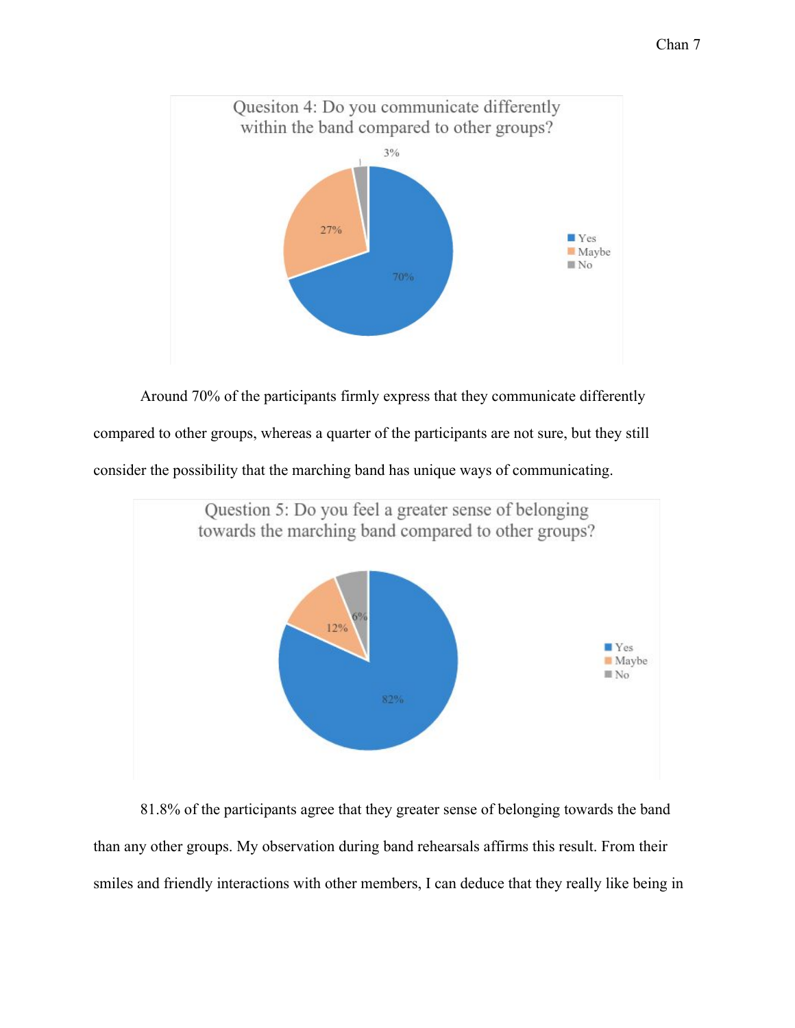Quesiton 4: Do you communicate differently within the band compared to other groups?

| Response | Percentage |
|---|---|
| Yes | 70% |
| Maybe | 27% |
| No | 3% |

Around 70% of the participants firmly express that they communicate differently compared to other groups, whereas a quarter of the participants are not sure, but they still consider the possibility that the marching band has unique ways of communicating.

Question 5: Do you feel a greater sense of belonging towards the marching band compared to other groups?

| Response | Percentage |
|---|---|
| Yes | 82% |
| Maybe | 12% |
| No | 6% |

81.8% of the participants agree that they greater sense of belonging towards the band than any other groups. My observation during band rehearsals affirms this result. From their smiles and friendly interactions with other members, I can deduce that they really like being in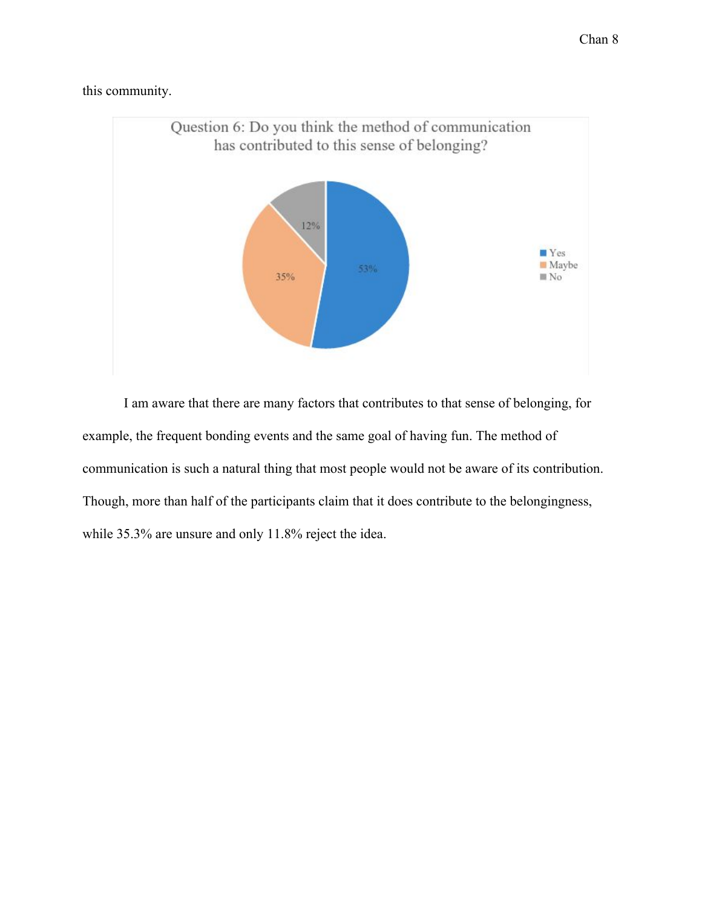this community.

Question 6: Do you think the method of communication has contributed to this sense of belonging?

I am aware that there are many factors that contributes to that sense of belonging, for example, the frequent bonding events and the same goal of having fun. The method of communication is such a natural thing that most people would not be aware of its contribution. Though, more than half of the participants claim that it does contribute to the belongingness, while 35.3% are unsure and only 11.8% reject the idea.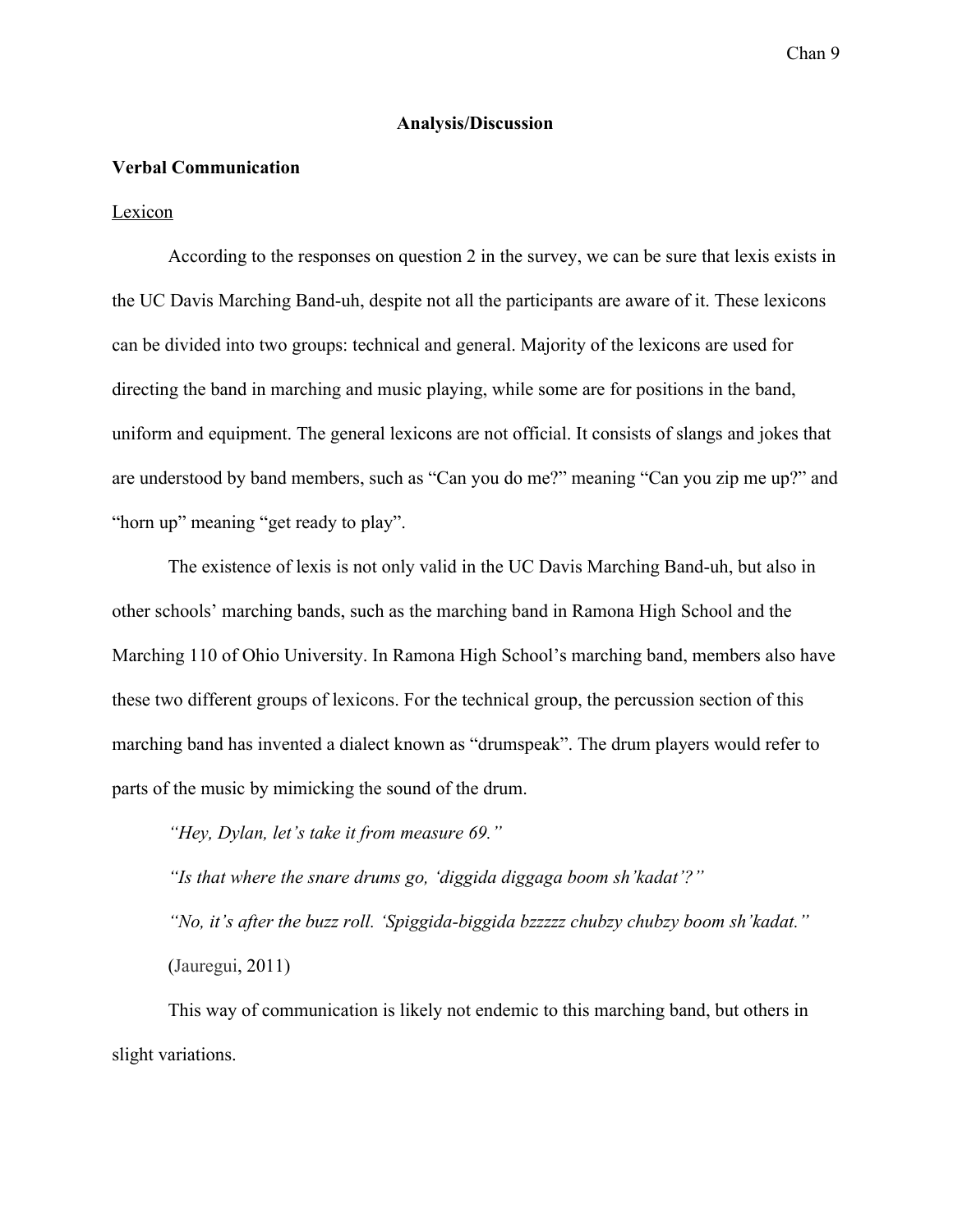## Analysis/Discussion

### Verbal Communication

#### Lexicon

According to the responses on question 2 in the survey, we can be sure that lexis exists in the UC Davis Marching Band-uh, despite not all the participants are aware of it. These lexicons can be divided into two groups: technical and general. Majority of the lexicons are used for directing the band in marching and music playing, while some are for positions in the band, uniform and equipment. The general lexicons are not official. It consists of slangs and jokes that are understood by band members, such as "Can you do me?" meaning "Can you zip me up?" and "horn up" meaning "get ready to play".

The existence of lexis is not only valid in the UC Davis Marching Band-uh, but also in other schools' marching bands, such as the marching band in Ramona High School and the Marching 110 of Ohio University. In Ramona High School's marching band, members also have these two different groups of lexicons. For the technical group, the percussion section of this marching band has invented a dialect known as "drumspeak". The drum players would refer to parts of the music by mimicking the sound of the drum.

> *"Hey, Dylan, let's take it from measure 69."*
>
> *"Is that where the snare drums go, 'diggida diggaga boom sh'kadat'?"*
>
> *"No, it's after the buzz roll. 'Spiggida-biggida bzzzzz chubzy chubzy boom sh'kadat."*
>
> (Jauregui, 2011)

This way of communication is likely not endemic to this marching band, but others in slight variations.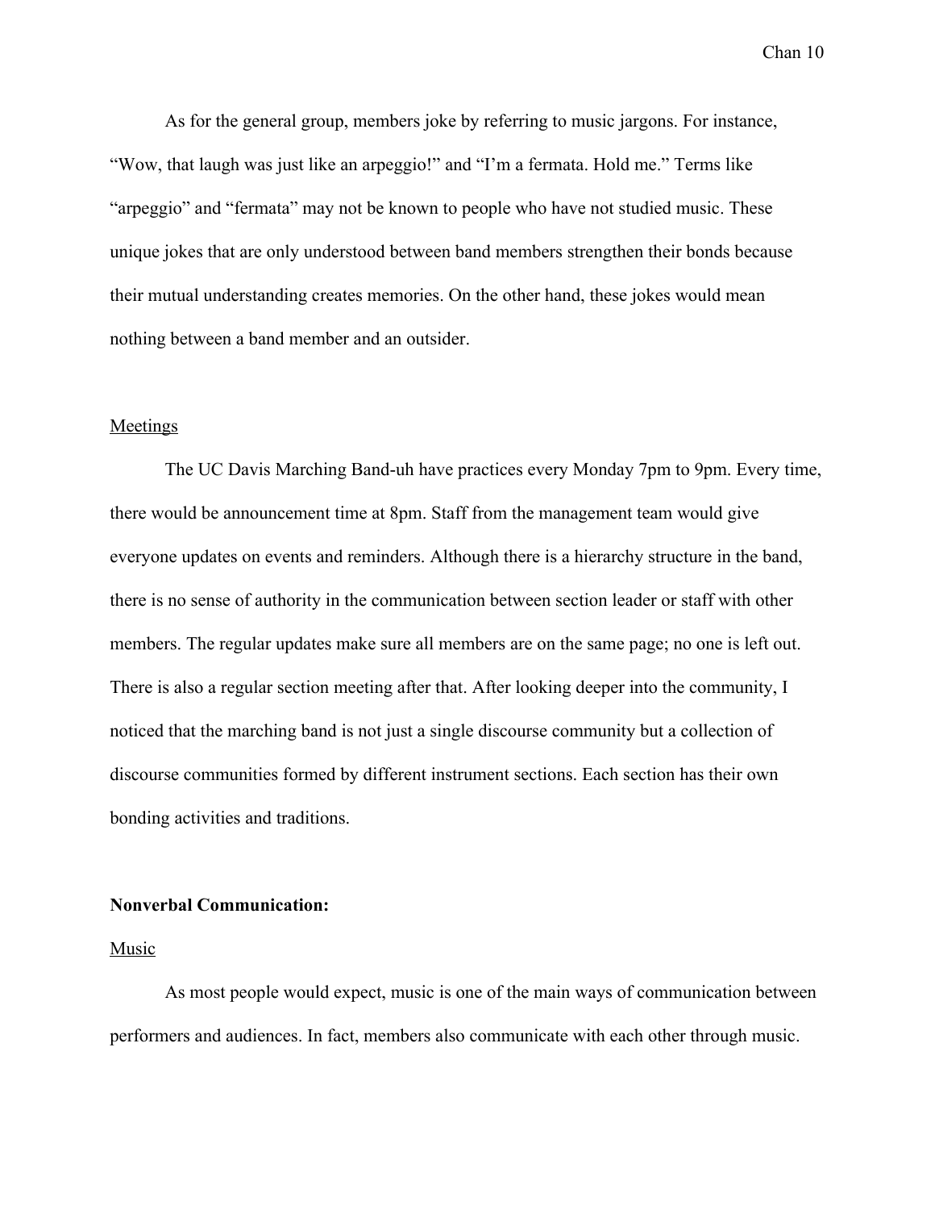As for the general group, members joke by referring to music jargons. For instance, "Wow, that laugh was just like an arpeggio!" and "I'm a fermata. Hold me." Terms like "arpeggio" and "fermata" may not be known to people who have not studied music. These unique jokes that are only understood between band members strengthen their bonds because their mutual understanding creates memories. On the other hand, these jokes would mean nothing between a band member and an outsider.

<u>Meetings</u>

The UC Davis Marching Band-uh have practices every Monday 7pm to 9pm. Every time, there would be announcement time at 8pm. Staff from the management team would give everyone updates on events and reminders. Although there is a hierarchy structure in the band, there is no sense of authority in the communication between section leader or staff with other members. The regular updates make sure all members are on the same page; no one is left out. There is also a regular section meeting after that. After looking deeper into the community, I noticed that the marching band is not just a single discourse community but a collection of discourse communities formed by different instrument sections. Each section has their own bonding activities and traditions.

**Nonverbal Communication:**

<u>Music</u>

As most people would expect, music is one of the main ways of communication between performers and audiences. In fact, members also communicate with each other through music.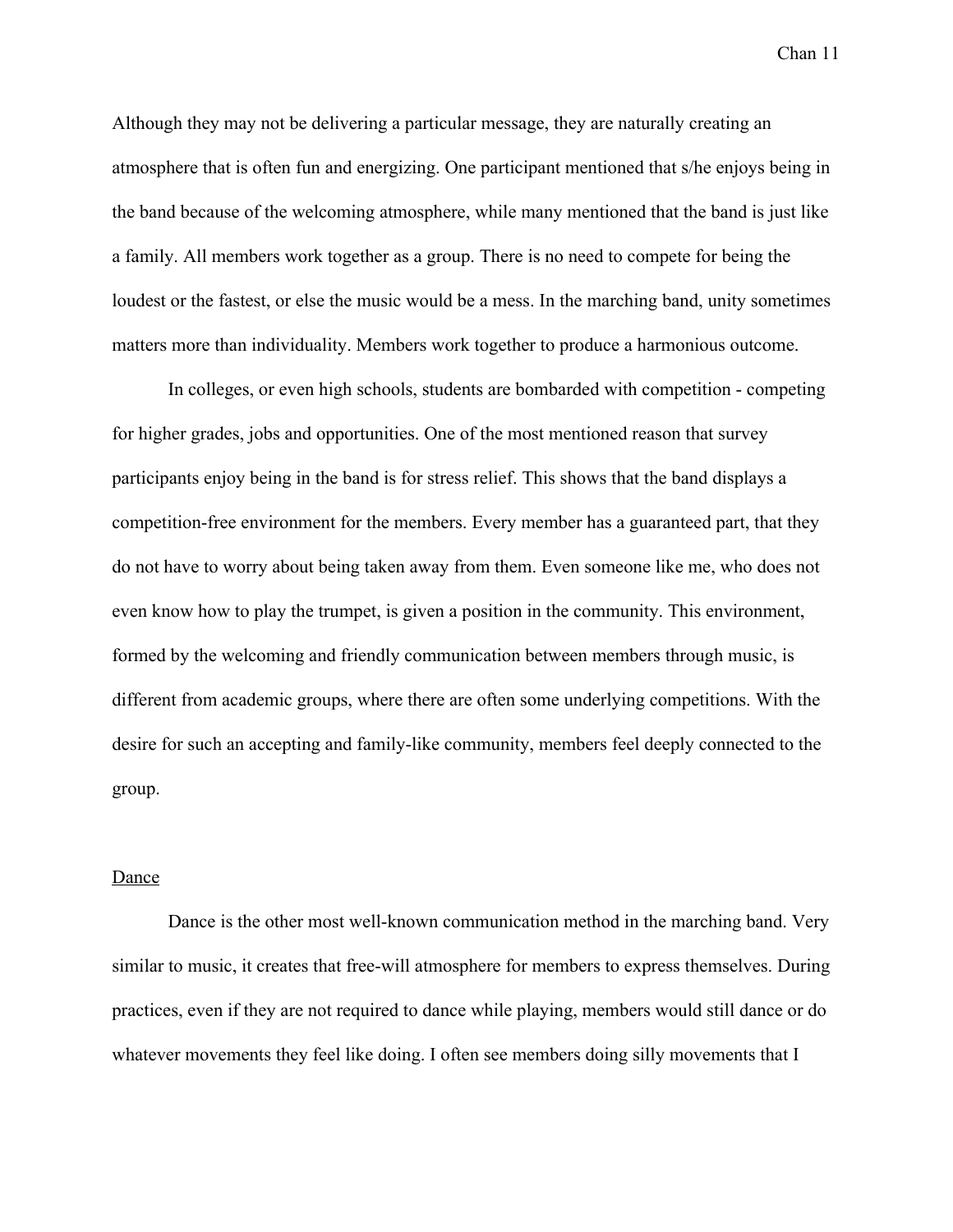Although they may not be delivering a particular message, they are naturally creating an atmosphere that is often fun and energizing. One participant mentioned that s/he enjoys being in the band because of the welcoming atmosphere, while many mentioned that the band is just like a family. All members work together as a group. There is no need to compete for being the loudest or the fastest, or else the music would be a mess. In the marching band, unity sometimes matters more than individuality. Members work together to produce a harmonious outcome.

In colleges, or even high schools, students are bombarded with competition - competing for higher grades, jobs and opportunities. One of the most mentioned reason that survey participants enjoy being in the band is for stress relief. This shows that the band displays a competition-free environment for the members. Every member has a guaranteed part, that they do not have to worry about being taken away from them. Even someone like me, who does not even know how to play the trumpet, is given a position in the community. This environment, formed by the welcoming and friendly communication between members through music, is different from academic groups, where there are often some underlying competitions. With the desire for such an accepting and family-like community, members feel deeply connected to the group.

<u>Dance</u>

Dance is the other most well-known communication method in the marching band. Very similar to music, it creates that free-will atmosphere for members to express themselves. During practices, even if they are not required to dance while playing, members would still dance or do whatever movements they feel like doing. I often see members doing silly movements that I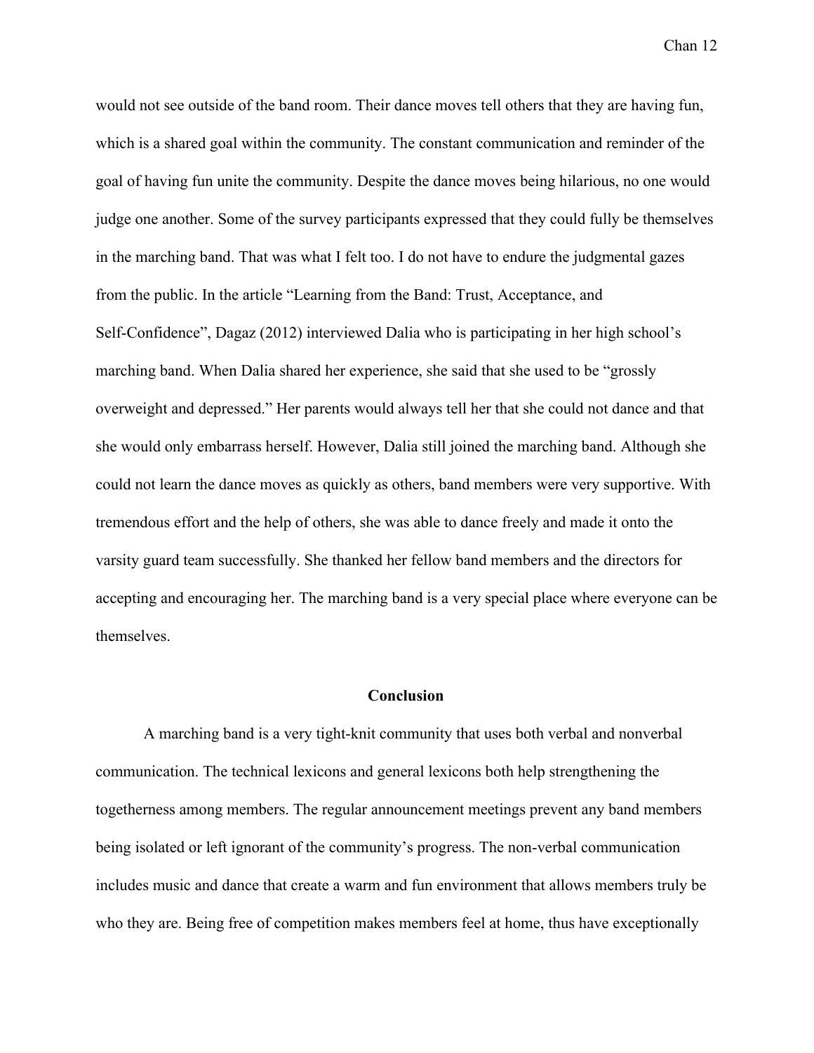would not see outside of the band room. Their dance moves tell others that they are having fun, which is a shared goal within the community. The constant communication and reminder of the goal of having fun unite the community. Despite the dance moves being hilarious, no one would judge one another. Some of the survey participants expressed that they could fully be themselves in the marching band. That was what I felt too. I do not have to endure the judgmental gazes from the public. In the article "Learning from the Band: Trust, Acceptance, and Self-Confidence", Dagaz (2012) interviewed Dalia who is participating in her high school's marching band. When Dalia shared her experience, she said that she used to be "grossly overweight and depressed." Her parents would always tell her that she could not dance and that she would only embarrass herself. However, Dalia still joined the marching band. Although she could not learn the dance moves as quickly as others, band members were very supportive. With tremendous effort and the help of others, she was able to dance freely and made it onto the varsity guard team successfully. She thanked her fellow band members and the directors for accepting and encouraging her. The marching band is a very special place where everyone can be themselves.

## Conclusion

A marching band is a very tight-knit community that uses both verbal and nonverbal communication. The technical lexicons and general lexicons both help strengthening the togetherness among members. The regular announcement meetings prevent any band members being isolated or left ignorant of the community's progress. The non-verbal communication includes music and dance that create a warm and fun environment that allows members truly be who they are. Being free of competition makes members feel at home, thus have exceptionally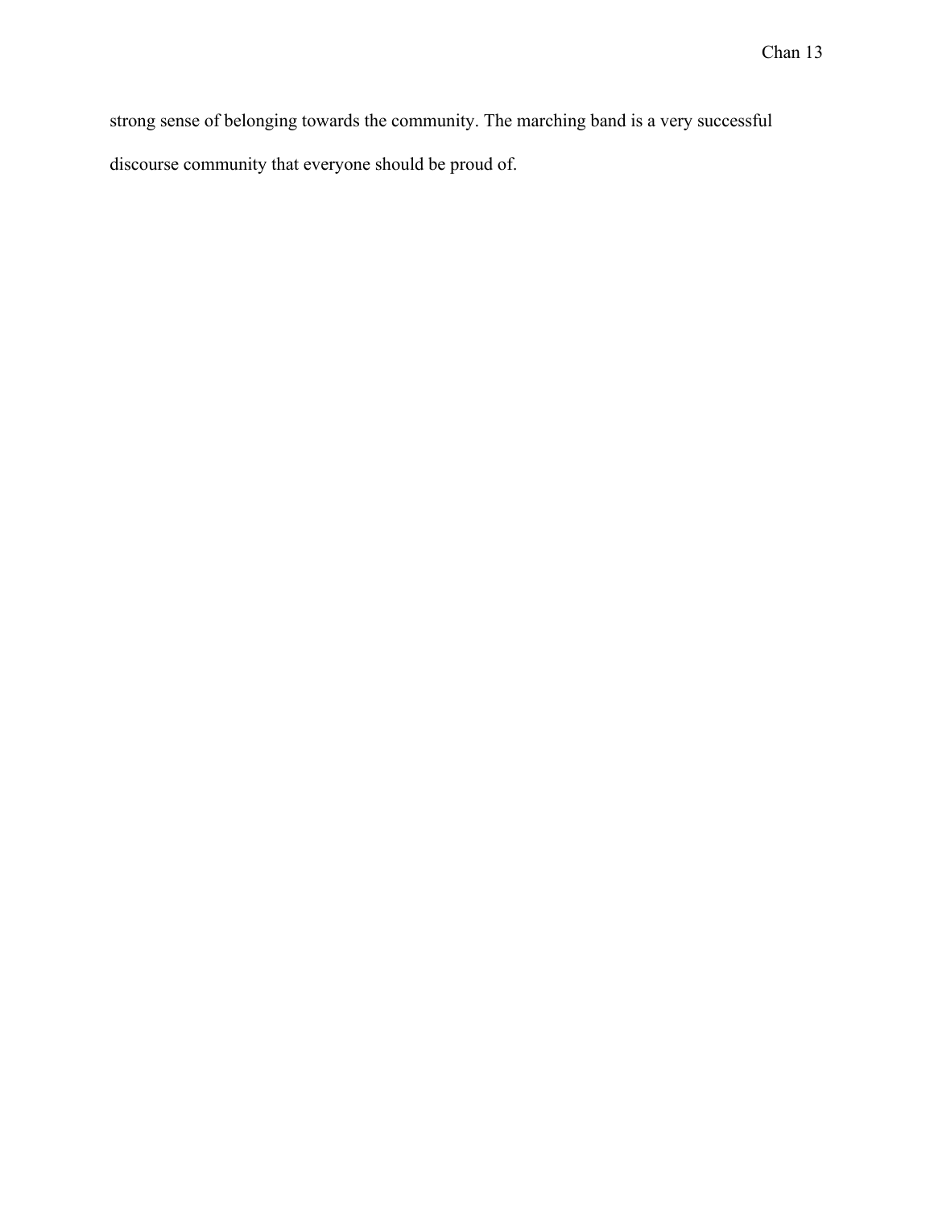strong sense of belonging towards the community. The marching band is a very successful discourse community that everyone should be proud of.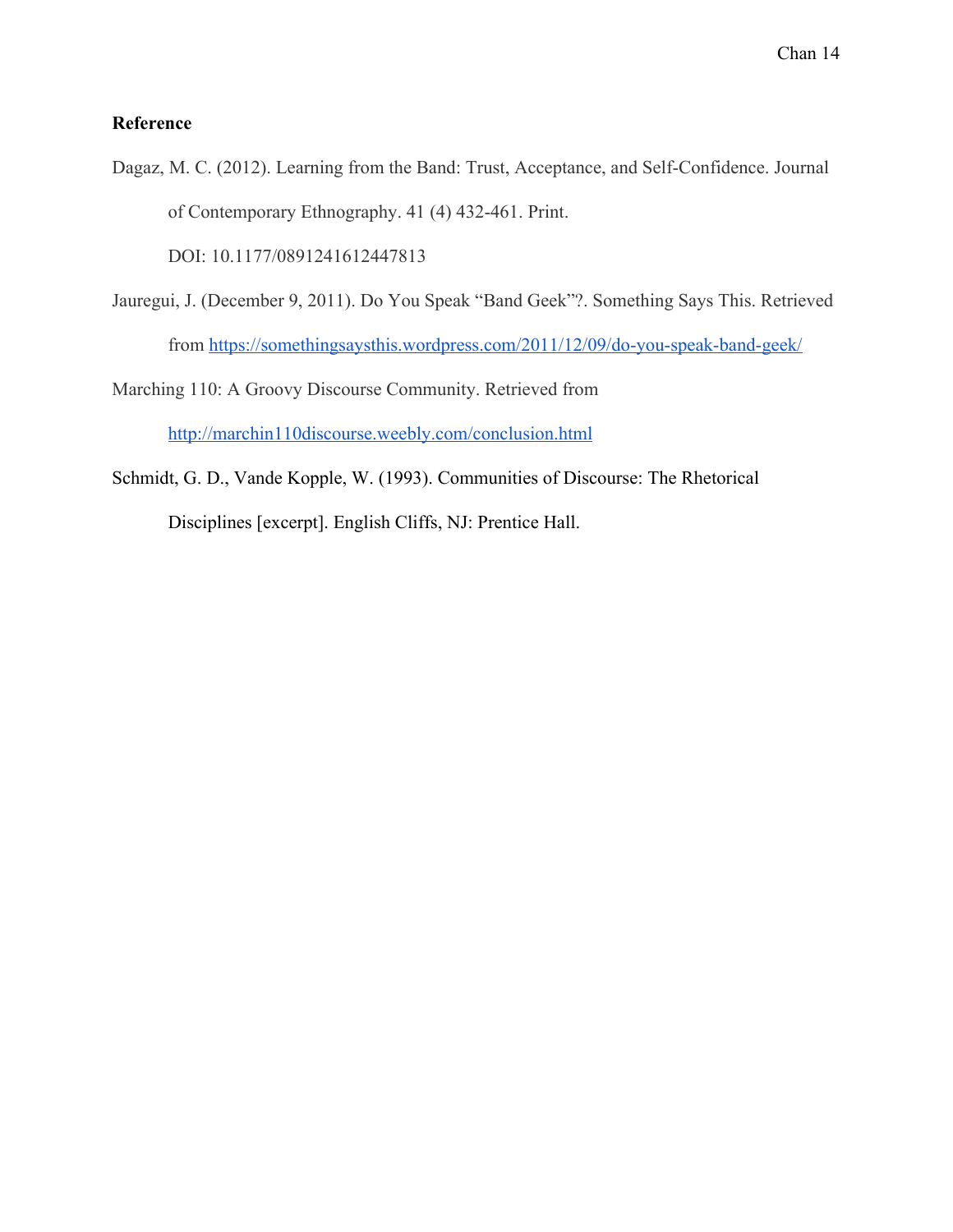**Reference**

Dagaz, M. C. (2012). Learning from the Band: Trust, Acceptance, and Self-Confidence. Journal of Contemporary Ethnography. 41 (4) 432-461. Print.

DOI: 10.1177/0891241612447813

Jauregui, J. (December 9, 2011). Do You Speak "Band Geek"?. Something Says This. Retrieved from https://somethingsaysthis.wordpress.com/2011/12/09/do-you-speak-band-geek/

Marching 110: A Groovy Discourse Community. Retrieved from http://marchin110discourse.weebly.com/conclusion.html

Schmidt, G. D., Vande Kopple, W. (1993). Communities of Discourse: The Rhetorical Disciplines [excerpt]. English Cliffs, NJ: Prentice Hall.